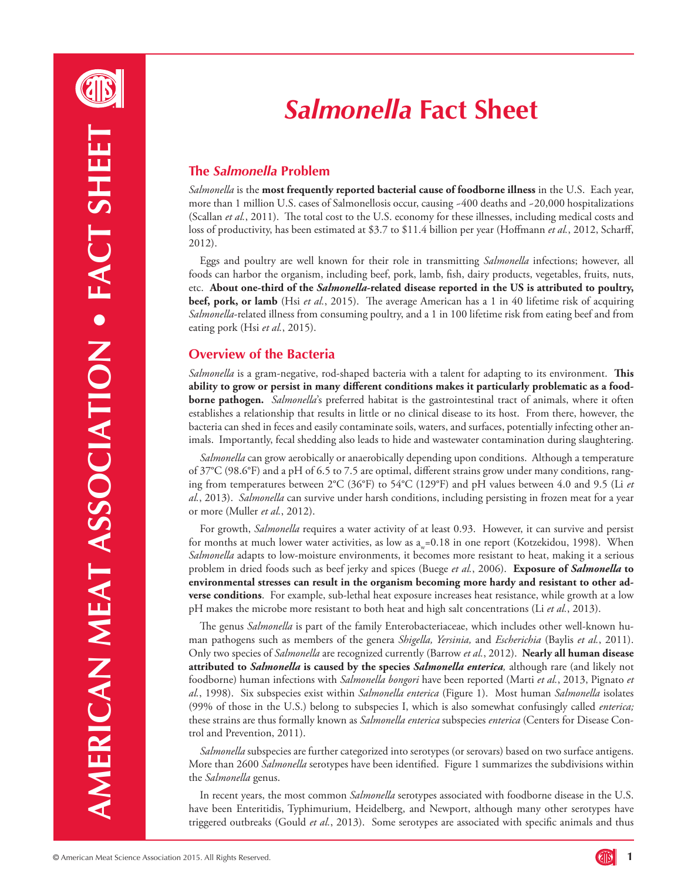# *Salmonella* Fact Sheet

## The *Salmonella* Problem

*Salmonella* is the **most frequently reported bacterial cause of foodborne illness** in the U.S. Each year, more than 1 million U.S. cases of Salmonellosis occur, causing ~400 deaths and ~20,000 hospitalizations (Scallan *et al.*, 2011). The total cost to the U.S. economy for these illnesses, including medical costs and loss of productivity, has been estimated at $3.7 to $11.4 billion per year (Hoffmann *et al.*, 2012, Scharff, 2012).

Eggs and poultry are well known for their role in transmitting *Salmonella* infections; however, all foods can harbor the organism, including beef, pork, lamb, fish, dairy products, vegetables, fruits, nuts, etc. **About one-third of the *Salmonella*-related disease reported in the US is attributed to poultry, beef, pork, or lamb** (Hsi *et al.*, 2015). The average American has a 1 in 40 lifetime risk of acquiring *Salmonella*-related illness from consuming poultry, and a 1 in 100 lifetime risk from eating beef and from eating pork (Hsi *et al.*, 2015).

## Overview of the Bacteria

*Salmonella* is a gram-negative, rod-shaped bacteria with a talent for adapting to its environment. **This ability to grow or persist in many different conditions makes it particularly problematic as a food-borne pathogen.** *Salmonella*'s preferred habitat is the gastrointestinal tract of animals, where it often establishes a relationship that results in little or no clinical disease to its host. From there, however, the bacteria can shed in feces and easily contaminate soils, waters, and surfaces, potentially infecting other animals. Importantly, fecal shedding also leads to hide and wastewater contamination during slaughtering.

*Salmonella* can grow aerobically or anaerobically depending upon conditions. Although a temperature of 37°C (98.6°F) and a pH of 6.5 to 7.5 are optimal, different strains grow under many conditions, ranging from temperatures between 2°C (36°F) to 54°C (129°F) and pH values between 4.0 and 9.5 (Li *et al.*, 2013). *Salmonella* can survive under harsh conditions, including persisting in frozen meat for a year or more (Muller *et al.*, 2012).

For growth, *Salmonella* requires a water activity of at least 0.93. However, it can survive and persist for months at much lower water activities, as low as $a_w$=0.18 in one report (Kotzekidou, 1998). When *Salmonella* adapts to low-moisture environments, it becomes more resistant to heat, making it a serious problem in dried foods such as beef jerky and spices (Buege *et al.*, 2006). **Exposure of *Salmonella* to environmental stresses can result in the organism becoming more hardy and resistant to other adverse conditions**. For example, sub-lethal heat exposure increases heat resistance, while growth at a low pH makes the microbe more resistant to both heat and high salt concentrations (Li *et al.*, 2013).

The genus *Salmonella* is part of the family Enterobacteriaceae, which includes other well-known human pathogens such as members of the genera *Shigella, Yersinia,* and *Escherichia* (Baylis *et al.*, 2011). Only two species of *Salmonella* are recognized currently (Barrow *et al.*, 2012). **Nearly all human disease attributed to *Salmonella* is caused by the species *Salmonella enterica*,** although rare (and likely not foodborne) human infections with *Salmonella bongori* have been reported (Marti *et al.*, 2013, Pignato *et al.*, 1998). Six subspecies exist within *Salmonella enterica* (Figure 1). Most human *Salmonella* isolates (99% of those in the U.S.) belong to subspecies I, which is also somewhat confusingly called *enterica;* these strains are thus formally known as *Salmonella enterica* subspecies *enterica* (Centers for Disease Control and Prevention, 2011).

*Salmonella* subspecies are further categorized into serotypes (or serovars) based on two surface antigens. More than 2600 *Salmonella* serotypes have been identified. Figure 1 summarizes the subdivisions within the *Salmonella* genus.

In recent years, the most common *Salmonella* serotypes associated with foodborne disease in the U.S. have been Enteritidis, Typhimurium, Heidelberg, and Newport, although many other serotypes have triggered outbreaks (Gould *et al.*, 2013). Some serotypes are associated with specific animals and thus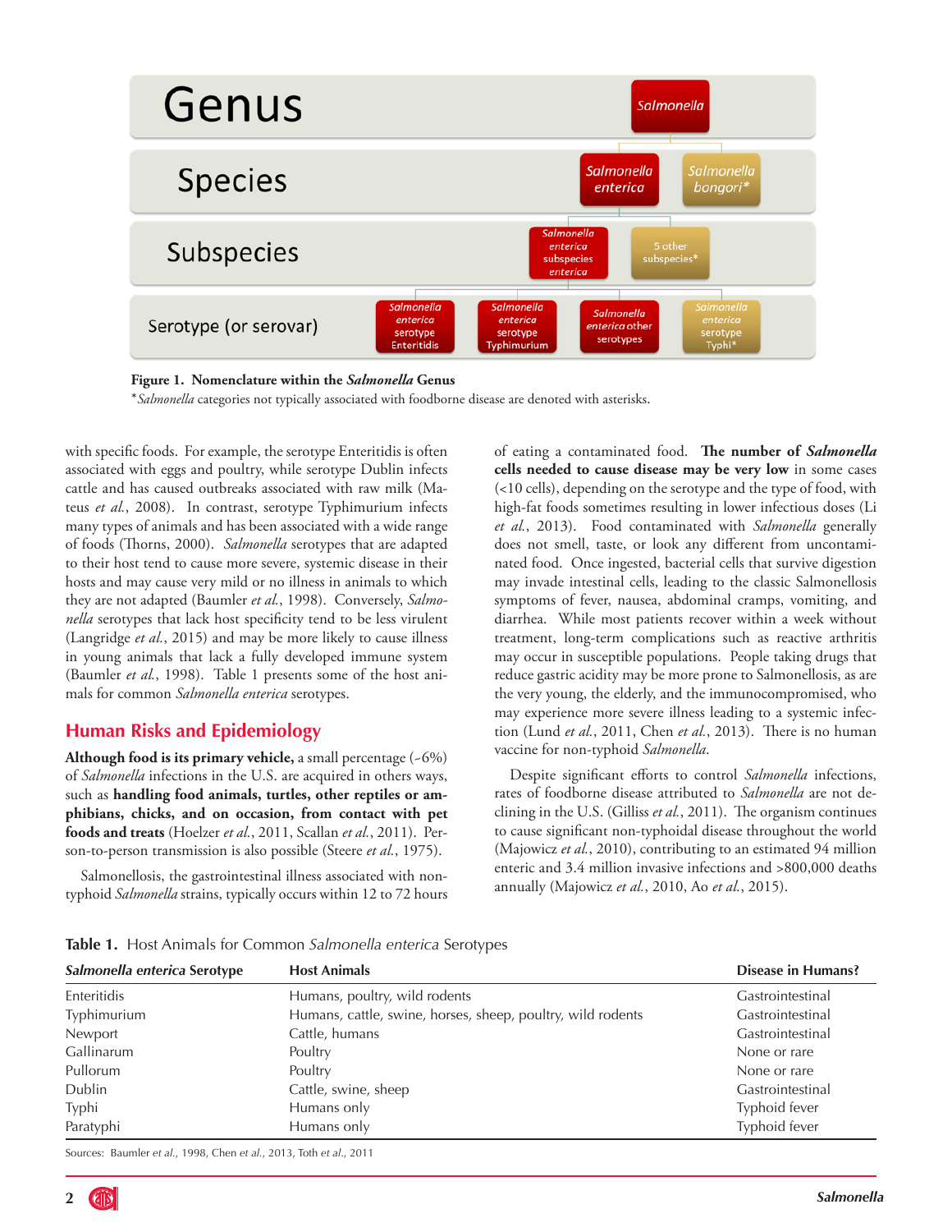| Genus | | | | |
|---|---|---|---|---|
| | *Salmonella* | | | |
| Species | *Salmonella enterica* | | | *Salmonella bongori** |
| Subspecies | *Salmonella enterica* subspecies *enterica* | | 5 other subspecies* | |
| Serotype (or serovar) | *Salmonella enterica* serotype Enteritidis | *Salmonella enterica* serotype Typhimurium | *Salmonella enterica* other serotypes | *Salmonella enterica* serotype Typhi* |

**Figure 1. Nomenclature within the *Salmonella* Genus**

**Salmonella* categories not typically associated with foodborne disease are denoted with asterisks.

with specific foods. For example, the serotype Enteritidis is often associated with eggs and poultry, while serotype Dublin infects cattle and has caused outbreaks associated with raw milk (Mateus *et al.*, 2008). In contrast, serotype Typhimurium infects many types of animals and has been associated with a wide range of foods (Thorns, 2000). *Salmonella* serotypes that are adapted to their host tend to cause more severe, systemic disease in their hosts and may cause very mild or no illness in animals to which they are not adapted (Baumler *et al.*, 1998). Conversely, *Salmonella* serotypes that lack host specificity tend to be less virulent (Langridge *et al.*, 2015) and may be more likely to cause illness in young animals that lack a fully developed immune system (Baumler *et al.*, 1998). Table 1 presents some of the host animals for common *Salmonella enterica* serotypes.

## Human Risks and Epidemiology

**Although food is its primary vehicle,** a small percentage (~6%) of *Salmonella* infections in the U.S. are acquired in others ways, such as **handling food animals, turtles, other reptiles or amphibians, chicks, and on occasion, from contact with pet foods and treats** (Hoelzer *et al.*, 2011, Scallan *et al.*, 2011). Person-to-person transmission is also possible (Steere *et al.*, 1975).

Salmonellosis, the gastrointestinal illness associated with non-typhoid *Salmonella* strains, typically occurs within 12 to 72 hours of eating a contaminated food. **The number of *Salmonella* cells needed to cause disease may be very low** in some cases (<10 cells), depending on the serotype and the type of food, with high-fat foods sometimes resulting in lower infectious doses (Li *et al.*, 2013). Food contaminated with *Salmonella* generally does not smell, taste, or look any different from uncontaminated food. Once ingested, bacterial cells that survive digestion may invade intestinal cells, leading to the classic Salmonellosis symptoms of fever, nausea, abdominal cramps, vomiting, and diarrhea. While most patients recover within a week without treatment, long-term complications such as reactive arthritis may occur in susceptible populations. People taking drugs that reduce gastric acidity may be more prone to Salmonellosis, as are the very young, the elderly, and the immunocompromised, who may experience more severe illness leading to a systemic infection (Lund *et al.*, 2011, Chen *et al.*, 2013). There is no human vaccine for non-typhoid *Salmonella*.

Despite significant efforts to control *Salmonella* infections, rates of foodborne disease attributed to *Salmonella* are not declining in the U.S. (Gilliss *et al.*, 2011). The organism continues to cause significant non-typhoidal disease throughout the world (Majowicz *et al.*, 2010), contributing to an estimated 94 million enteric and 3.4 million invasive infections and >800,000 deaths annually (Majowicz *et al.*, 2010, Ao *et al.*, 2015).

**Table 1.** Host Animals for Common *Salmonella enterica* Serotypes

| ***Salmonella enterica* Serotype** | **Host Animals** | **Disease in Humans?** |
|---|---|---|
| Enteritidis | Humans, poultry, wild rodents | Gastrointestinal |
| Typhimurium | Humans, cattle, swine, horses, sheep, poultry, wild rodents | Gastrointestinal |
| Newport | Cattle, humans | Gastrointestinal |
| Gallinarum | Poultry | None or rare |
| Pullorum | Poultry | None or rare |
| Dublin | Cattle, swine, sheep | Gastrointestinal |
| Typhi | Humans only | Typhoid fever |
| Paratyphi | Humans only | Typhoid fever |

Sources: Baumler *et al.*, 1998, Chen *et al.*, 2013, Toth *et al.*, 2011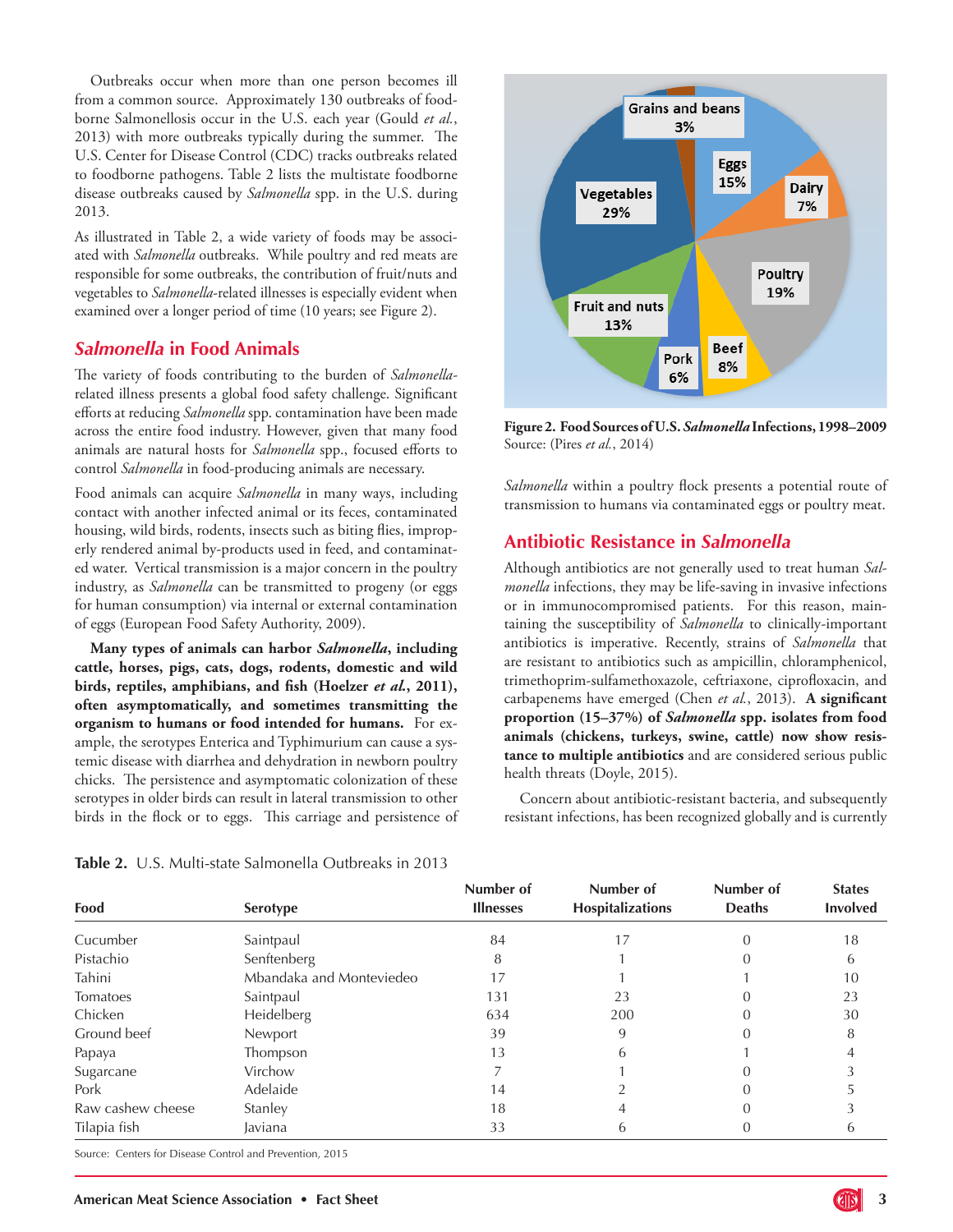Outbreaks occur when more than one person becomes ill from a common source. Approximately 130 outbreaks of foodborne Salmonellosis occur in the U.S. each year (Gould *et al.*, 2013) with more outbreaks typically during the summer. The U.S. Center for Disease Control (CDC) tracks outbreaks related to foodborne pathogens. Table 2 lists the multistate foodborne disease outbreaks caused by *Salmonella* spp. in the U.S. during 2013.

As illustrated in Table 2, a wide variety of foods may be associated with *Salmonella* outbreaks. While poultry and red meats are responsible for some outbreaks, the contribution of fruit/nuts and vegetables to *Salmonella*-related illnesses is especially evident when examined over a longer period of time (10 years; see Figure 2).

## *Salmonella* in Food Animals

The variety of foods contributing to the burden of *Salmonella*-related illness presents a global food safety challenge. Significant efforts at reducing *Salmonella* spp. contamination have been made across the entire food industry. However, given that many food animals are natural hosts for *Salmonella* spp., focused efforts to control *Salmonella* in food-producing animals are necessary.

Food animals can acquire *Salmonella* in many ways, including contact with another infected animal or its feces, contaminated housing, wild birds, rodents, insects such as biting flies, improperly rendered animal by-products used in feed, and contaminated water. Vertical transmission is a major concern in the poultry industry, as *Salmonella* can be transmitted to progeny (or eggs for human consumption) via internal or external contamination of eggs (European Food Safety Authority, 2009).

**Many types of animals can harbor *Salmonella*, including cattle, horses, pigs, cats, dogs, rodents, domestic and wild birds, reptiles, amphibians, and fish (Hoelzer *et al.*, 2011), often asymptomatically, and sometimes transmitting the organism to humans or food intended for humans.** For example, the serotypes Enterica and Typhimurium can cause a systemic disease with diarrhea and dehydration in newborn poultry chicks. The persistence and asymptomatic colonization of these serotypes in older birds can result in lateral transmission to other birds in the flock or to eggs. This carriage and persistence of *Salmonella* within a poultry flock presents a potential route of transmission to humans via contaminated eggs or poultry meat.

| Food source | Share |
|---|---|
| Vegetables | 29% |
| Poultry | 19% |
| Eggs | 15% |
| Fruit and nuts | 13% |
| Beef | 8% |
| Dairy | 7% |
| Pork | 6% |
| Grains and beans | 3% |

**Figure 2. Food Sources of U.S. *Salmonella* Infections, 1998–2009**
Source: (Pires *et al.*, 2014)

## Antibiotic Resistance in *Salmonella*

Although antibiotics are not generally used to treat human *Salmonella* infections, they may be life-saving in invasive infections or in immunocompromised patients. For this reason, maintaining the susceptibility of *Salmonella* to clinically-important antibiotics is imperative. Recently, strains of *Salmonella* that are resistant to antibiotics such as ampicillin, chloramphenicol, trimethoprim-sulfamethoxazole, ceftriaxone, ciprofloxacin, and carbapenems have emerged (Chen *et al.*, 2013). **A significant proportion (15–37%) of *Salmonella* spp. isolates from food animals (chickens, turkeys, swine, cattle) now show resistance to multiple antibiotics** and are considered serious public health threats (Doyle, 2015).

Concern about antibiotic-resistant bacteria, and subsequently resistant infections, has been recognized globally and is currently

**Table 2.** U.S. Multi-state Salmonella Outbreaks in 2013

| Food | Serotype | Number of Illnesses | Number of Hospitalizations | Number of Deaths | States Involved |
|---|---|---|---|---|---|
| Cucumber | Saintpaul | 84 | 17 | 0 | 18 |
| Pistachio | Senftenberg | 8 | 1 | 0 | 6 |
| Tahini | Mbandaka and Montevideo | 17 | 1 | 1 | 10 |
| Tomatoes | Saintpaul | 131 | 23 | 0 | 23 |
| Chicken | Heidelberg | 634 | 200 | 0 | 30 |
| Ground beef | Newport | 39 | 9 | 0 | 8 |
| Papaya | Thompson | 13 | 6 | 1 | 4 |
| Sugarcane | Virchow | 7 | 1 | 0 | 3 |
| Pork | Adelaide | 14 | 2 | 0 | 5 |
| Raw cashew cheese | Stanley | 18 | 4 | 0 | 3 |
| Tilapia fish | Javiana | 33 | 6 | 0 | 6 |

Source: Centers for Disease Control and Prevention, 2015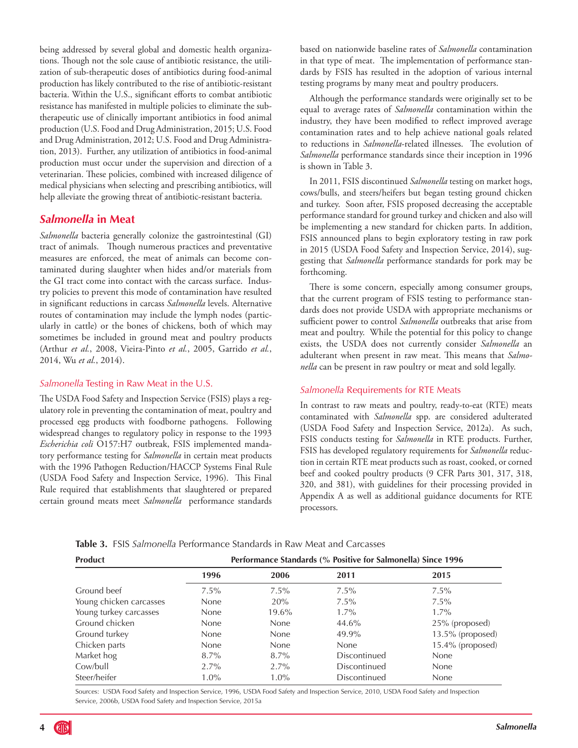being addressed by several global and domestic health organizations. Though not the sole cause of antibiotic resistance, the utilization of sub-therapeutic doses of antibiotics during food-animal production has likely contributed to the rise of antibiotic-resistant bacteria. Within the U.S., significant efforts to combat antibiotic resistance has manifested in multiple policies to eliminate the sub-therapeutic use of clinically important antibiotics in food animal production (U.S. Food and Drug Administration, 2015; U.S. Food and Drug Administration, 2012; U.S. Food and Drug Administration, 2013). Further, any utilization of antibiotics in food-animal production must occur under the supervision and direction of a veterinarian. These policies, combined with increased diligence of medical physicians when selecting and prescribing antibiotics, will help alleviate the growing threat of antibiotic-resistant bacteria.

## *Salmonella* in Meat

*Salmonella* bacteria generally colonize the gastrointestinal (GI) tract of animals. Though numerous practices and preventative measures are enforced, the meat of animals can become contaminated during slaughter when hides and/or materials from the GI tract come into contact with the carcass surface. Industry policies to prevent this mode of contamination have resulted in significant reductions in carcass *Salmonella* levels. Alternative routes of contamination may include the lymph nodes (particularly in cattle) or the bones of chickens, both of which may sometimes be included in ground meat and poultry products (Arthur *et al.*, 2008, Vieira-Pinto *et al.*, 2005, Garrido *et al.*, 2014, Wu *et al.*, 2014).

### *Salmonella* Testing in Raw Meat in the U.S.

The USDA Food Safety and Inspection Service (FSIS) plays a regulatory role in preventing the contamination of meat, poultry and processed egg products with foodborne pathogens. Following widespread changes to regulatory policy in response to the 1993 *Escherichia coli* O157:H7 outbreak, FSIS implemented mandatory performance testing for *Salmonella* in certain meat products with the 1996 Pathogen Reduction/HACCP Systems Final Rule (USDA Food Safety and Inspection Service, 1996). This Final Rule required that establishments that slaughtered or prepared certain ground meats meet *Salmonella* performance standards based on nationwide baseline rates of *Salmonella* contamination in that type of meat. The implementation of performance standards by FSIS has resulted in the adoption of various internal testing programs by many meat and poultry producers.

Although the performance standards were originally set to be equal to average rates of *Salmonella* contamination within the industry, they have been modified to reflect improved average contamination rates and to help achieve national goals related to reductions in *Salmonella*-related illnesses. The evolution of *Salmonella* performance standards since their inception in 1996 is shown in Table 3.

In 2011, FSIS discontinued *Salmonella* testing on market hogs, cows/bulls, and steers/heifers but began testing ground chicken and turkey. Soon after, FSIS proposed decreasing the acceptable performance standard for ground turkey and chicken and also will be implementing a new standard for chicken parts. In addition, FSIS announced plans to begin exploratory testing in raw pork in 2015 (USDA Food Safety and Inspection Service, 2014), suggesting that *Salmonella* performance standards for pork may be forthcoming.

There is some concern, especially among consumer groups, that the current program of FSIS testing to performance standards does not provide USDA with appropriate mechanisms or sufficient power to control *Salmonella* outbreaks that arise from meat and poultry. While the potential for this policy to change exists, the USDA does not currently consider *Salmonella* an adulterant when present in raw meat. This means that *Salmonella* can be present in raw poultry or meat and sold legally.

### *Salmonella* Requirements for RTE Meats

In contrast to raw meats and poultry, ready-to-eat (RTE) meats contaminated with *Salmonella* spp. are considered adulterated (USDA Food Safety and Inspection Service, 2012a). As such, FSIS conducts testing for *Salmonella* in RTE products. Further, FSIS has developed regulatory requirements for *Salmonella* reduction in certain RTE meat products such as roast, cooked, or corned beef and cooked poultry products (9 CFR Parts 301, 317, 318, 320, and 381), with guidelines for their processing provided in Appendix A as well as additional guidance documents for RTE processors.

**Table 3.** FSIS *Salmonella* Performance Standards in Raw Meat and Carcasses

| Product | Performance Standards (% Positive for Salmonella) Since 1996 | | | |
|---|---|---|---|---|
| | 1996 | 2006 | 2011 | 2015 |
| Ground beef | 7.5% | 7.5% | 7.5% | 7.5% |
| Young chicken carcasses | None | 20% | 7.5% | 7.5% |
| Young turkey carcasses | None | 19.6% | 1.7% | 1.7% |
| Ground chicken | None | None | 44.6% | 25% (proposed) |
| Ground turkey | None | None | 49.9% | 13.5% (proposed) |
| Chicken parts | None | None | None | 15.4% (proposed) |
| Market hog | 8.7% | 8.7% | Discontinued | None |
| Cow/bull | 2.7% | 2.7% | Discontinued | None |
| Steer/heifer | 1.0% | 1.0% | Discontinued | None |

Sources: USDA Food Safety and Inspection Service, 1996, USDA Food Safety and Inspection Service, 2010, USDA Food Safety and Inspection Service, 2006b, USDA Food Safety and Inspection Service, 2015a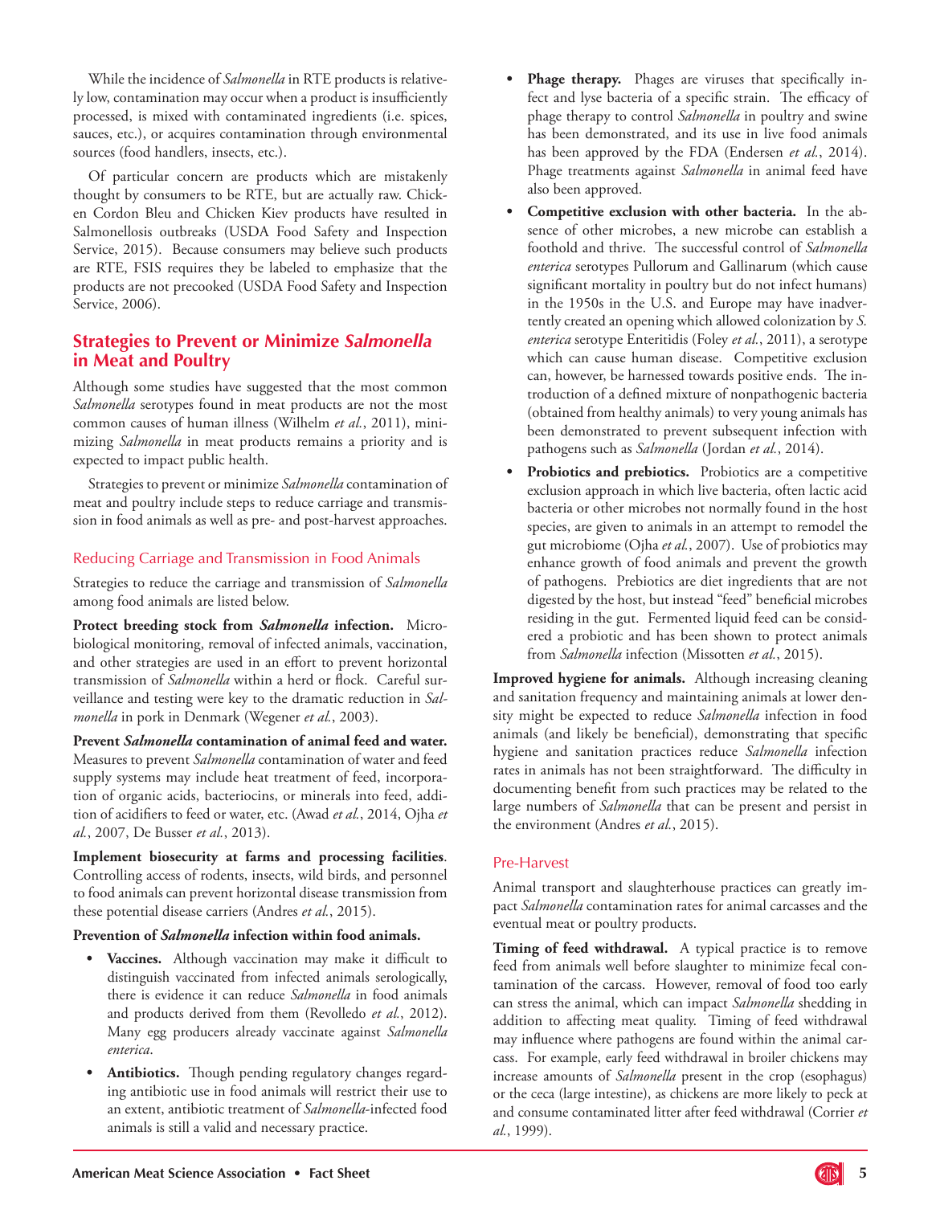While the incidence of *Salmonella* in RTE products is relatively low, contamination may occur when a product is insufficiently processed, is mixed with contaminated ingredients (i.e. spices, sauces, etc.), or acquires contamination through environmental sources (food handlers, insects, etc.).

Of particular concern are products which are mistakenly thought by consumers to be RTE, but are actually raw. Chicken Cordon Bleu and Chicken Kiev products have resulted in Salmonellosis outbreaks (USDA Food Safety and Inspection Service, 2015). Because consumers may believe such products are RTE, FSIS requires they be labeled to emphasize that the products are not precooked (USDA Food Safety and Inspection Service, 2006).

## Strategies to Prevent or Minimize *Salmonella* in Meat and Poultry

Although some studies have suggested that the most common *Salmonella* serotypes found in meat products are not the most common causes of human illness (Wilhelm *et al.*, 2011), minimizing *Salmonella* in meat products remains a priority and is expected to impact public health.

Strategies to prevent or minimize *Salmonella* contamination of meat and poultry include steps to reduce carriage and transmission in food animals as well as pre- and post-harvest approaches.

### Reducing Carriage and Transmission in Food Animals

Strategies to reduce the carriage and transmission of *Salmonella* among food animals are listed below.

**Protect breeding stock from *Salmonella* infection.** Microbiological monitoring, removal of infected animals, vaccination, and other strategies are used in an effort to prevent horizontal transmission of *Salmonella* within a herd or flock. Careful surveillance and testing were key to the dramatic reduction in *Salmonella* in pork in Denmark (Wegener *et al.*, 2003).

**Prevent *Salmonella* contamination of animal feed and water.** Measures to prevent *Salmonella* contamination of water and feed supply systems may include heat treatment of feed, incorporation of organic acids, bacteriocins, or minerals into feed, addition of acidifiers to feed or water, etc. (Awad *et al.*, 2014, Ojha *et al.*, 2007, De Busser *et al.*, 2013).

**Implement biosecurity at farms and processing facilities**. Controlling access of rodents, insects, wild birds, and personnel to food animals can prevent horizontal disease transmission from these potential disease carriers (Andres *et al.*, 2015).

**Prevention of *Salmonella* infection within food animals.**

- **Vaccines.** Although vaccination may make it difficult to distinguish vaccinated from infected animals serologically, there is evidence it can reduce *Salmonella* in food animals and products derived from them (Revolledo *et al.*, 2012). Many egg producers already vaccinate against *Salmonella enterica*.
- **Antibiotics.** Though pending regulatory changes regarding antibiotic use in food animals will restrict their use to an extent, antibiotic treatment of *Salmonella*-infected food animals is still a valid and necessary practice.
- **Phage therapy.** Phages are viruses that specifically infect and lyse bacteria of a specific strain. The efficacy of phage therapy to control *Salmonella* in poultry and swine has been demonstrated, and its use in live food animals has been approved by the FDA (Endersen *et al.*, 2014). Phage treatments against *Salmonella* in animal feed have also been approved.
- **Competitive exclusion with other bacteria.** In the absence of other microbes, a new microbe can establish a foothold and thrive. The successful control of *Salmonella enterica* serotypes Pullorum and Gallinarum (which cause significant mortality in poultry but do not infect humans) in the 1950s in the U.S. and Europe may have inadvertently created an opening which allowed colonization by *S. enterica* serotype Enteritidis (Foley *et al.*, 2011), a serotype which can cause human disease. Competitive exclusion can, however, be harnessed towards positive ends. The introduction of a defined mixture of nonpathogenic bacteria (obtained from healthy animals) to very young animals has been demonstrated to prevent subsequent infection with pathogens such as *Salmonella* (Jordan *et al.*, 2014).
- **Probiotics and prebiotics.** Probiotics are a competitive exclusion approach in which live bacteria, often lactic acid bacteria or other microbes not normally found in the host species, are given to animals in an attempt to remodel the gut microbiome (Ojha *et al.*, 2007). Use of probiotics may enhance growth of food animals and prevent the growth of pathogens. Prebiotics are diet ingredients that are not digested by the host, but instead "feed" beneficial microbes residing in the gut. Fermented liquid feed can be considered a probiotic and has been shown to protect animals from *Salmonella* infection (Missotten *et al.*, 2015).

**Improved hygiene for animals.** Although increasing cleaning and sanitation frequency and maintaining animals at lower density might be expected to reduce *Salmonella* infection in food animals (and likely be beneficial), demonstrating that specific hygiene and sanitation practices reduce *Salmonella* infection rates in animals has not been straightforward. The difficulty in documenting benefit from such practices may be related to the large numbers of *Salmonella* that can be present and persist in the environment (Andres *et al.*, 2015).

### Pre-Harvest

Animal transport and slaughterhouse practices can greatly impact *Salmonella* contamination rates for animal carcasses and the eventual meat or poultry products.

**Timing of feed withdrawal.** A typical practice is to remove feed from animals well before slaughter to minimize fecal contamination of the carcass. However, removal of food too early can stress the animal, which can impact *Salmonella* shedding in addition to affecting meat quality. Timing of feed withdrawal may influence where pathogens are found within the animal carcass. For example, early feed withdrawal in broiler chickens may increase amounts of *Salmonella* present in the crop (esophagus) or the ceca (large intestine), as chickens are more likely to peck at and consume contaminated litter after feed withdrawal (Corrier *et al.*, 1999).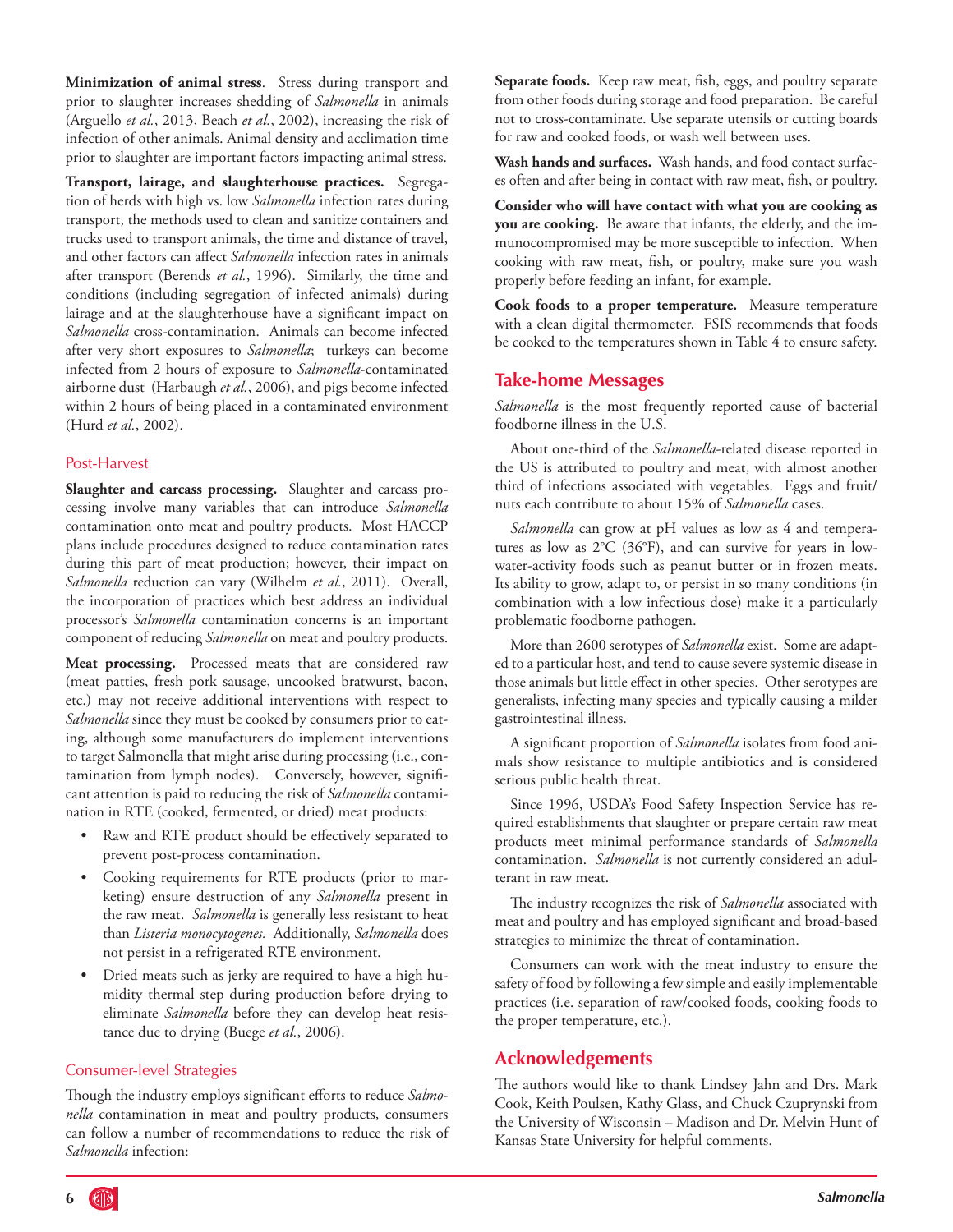**Minimization of animal stress**. Stress during transport and prior to slaughter increases shedding of *Salmonella* in animals (Arguello *et al.*, 2013, Beach *et al.*, 2002), increasing the risk of infection of other animals. Animal density and acclimation time prior to slaughter are important factors impacting animal stress.

**Transport, lairage, and slaughterhouse practices.** Segregation of herds with high vs. low *Salmonella* infection rates during transport, the methods used to clean and sanitize containers and trucks used to transport animals, the time and distance of travel, and other factors can affect *Salmonella* infection rates in animals after transport (Berends *et al.*, 1996). Similarly, the time and conditions (including segregation of infected animals) during lairage and at the slaughterhouse have a significant impact on *Salmonella* cross-contamination. Animals can become infected after very short exposures to *Salmonella*; turkeys can become infected from 2 hours of exposure to *Salmonella*-contaminated airborne dust (Harbaugh *et al.*, 2006), and pigs become infected within 2 hours of being placed in a contaminated environment (Hurd *et al.*, 2002).

### Post-Harvest

**Slaughter and carcass processing.** Slaughter and carcass processing involve many variables that can introduce *Salmonella* contamination onto meat and poultry products. Most HACCP plans include procedures designed to reduce contamination rates during this part of meat production; however, their impact on *Salmonella* reduction can vary (Wilhelm *et al.*, 2011). Overall, the incorporation of practices which best address an individual processor's *Salmonella* contamination concerns is an important component of reducing *Salmonella* on meat and poultry products.

**Meat processing.** Processed meats that are considered raw (meat patties, fresh pork sausage, uncooked bratwurst, bacon, etc.) may not receive additional interventions with respect to *Salmonella* since they must be cooked by consumers prior to eating, although some manufacturers do implement interventions to target Salmonella that might arise during processing (i.e., contamination from lymph nodes). Conversely, however, significant attention is paid to reducing the risk of *Salmonella* contamination in RTE (cooked, fermented, or dried) meat products:

- Raw and RTE product should be effectively separated to prevent post-process contamination.
- Cooking requirements for RTE products (prior to marketing) ensure destruction of any *Salmonella* present in the raw meat. *Salmonella* is generally less resistant to heat than *Listeria monocytogenes.* Additionally, *Salmonella* does not persist in a refrigerated RTE environment.
- Dried meats such as jerky are required to have a high humidity thermal step during production before drying to eliminate *Salmonella* before they can develop heat resistance due to drying (Buege *et al.*, 2006).

### Consumer-level Strategies

Though the industry employs significant efforts to reduce *Salmonella* contamination in meat and poultry products, consumers can follow a number of recommendations to reduce the risk of *Salmonella* infection:

**Separate foods.** Keep raw meat, fish, eggs, and poultry separate from other foods during storage and food preparation. Be careful not to cross-contaminate. Use separate utensils or cutting boards for raw and cooked foods, or wash well between uses.

**Wash hands and surfaces.** Wash hands, and food contact surfaces often and after being in contact with raw meat, fish, or poultry.

**Consider who will have contact with what you are cooking as you are cooking.** Be aware that infants, the elderly, and the immunocompromised may be more susceptible to infection. When cooking with raw meat, fish, or poultry, make sure you wash properly before feeding an infant, for example.

**Cook foods to a proper temperature.** Measure temperature with a clean digital thermometer. FSIS recommends that foods be cooked to the temperatures shown in Table 4 to ensure safety.

## Take-home Messages

*Salmonella* is the most frequently reported cause of bacterial foodborne illness in the U.S.

About one-third of the *Salmonella*-related disease reported in the US is attributed to poultry and meat, with almost another third of infections associated with vegetables. Eggs and fruit/nuts each contribute to about 15% of *Salmonella* cases.

*Salmonella* can grow at pH values as low as 4 and temperatures as low as 2°C (36°F), and can survive for years in low-water-activity foods such as peanut butter or in frozen meats. Its ability to grow, adapt to, or persist in so many conditions (in combination with a low infectious dose) make it a particularly problematic foodborne pathogen.

More than 2600 serotypes of *Salmonella* exist. Some are adapted to a particular host, and tend to cause severe systemic disease in those animals but little effect in other species. Other serotypes are generalists, infecting many species and typically causing a milder gastrointestinal illness.

A significant proportion of *Salmonella* isolates from food animals show resistance to multiple antibiotics and is considered serious public health threat.

Since 1996, USDA's Food Safety Inspection Service has required establishments that slaughter or prepare certain raw meat products meet minimal performance standards of *Salmonella* contamination. *Salmonella* is not currently considered an adulterant in raw meat.

The industry recognizes the risk of *Salmonella* associated with meat and poultry and has employed significant and broad-based strategies to minimize the threat of contamination.

Consumers can work with the meat industry to ensure the safety of food by following a few simple and easily implementable practices (i.e. separation of raw/cooked foods, cooking foods to the proper temperature, etc.).

## Acknowledgements

The authors would like to thank Lindsey Jahn and Drs. Mark Cook, Keith Poulsen, Kathy Glass, and Chuck Czuprynski from the University of Wisconsin – Madison and Dr. Melvin Hunt of Kansas State University for helpful comments.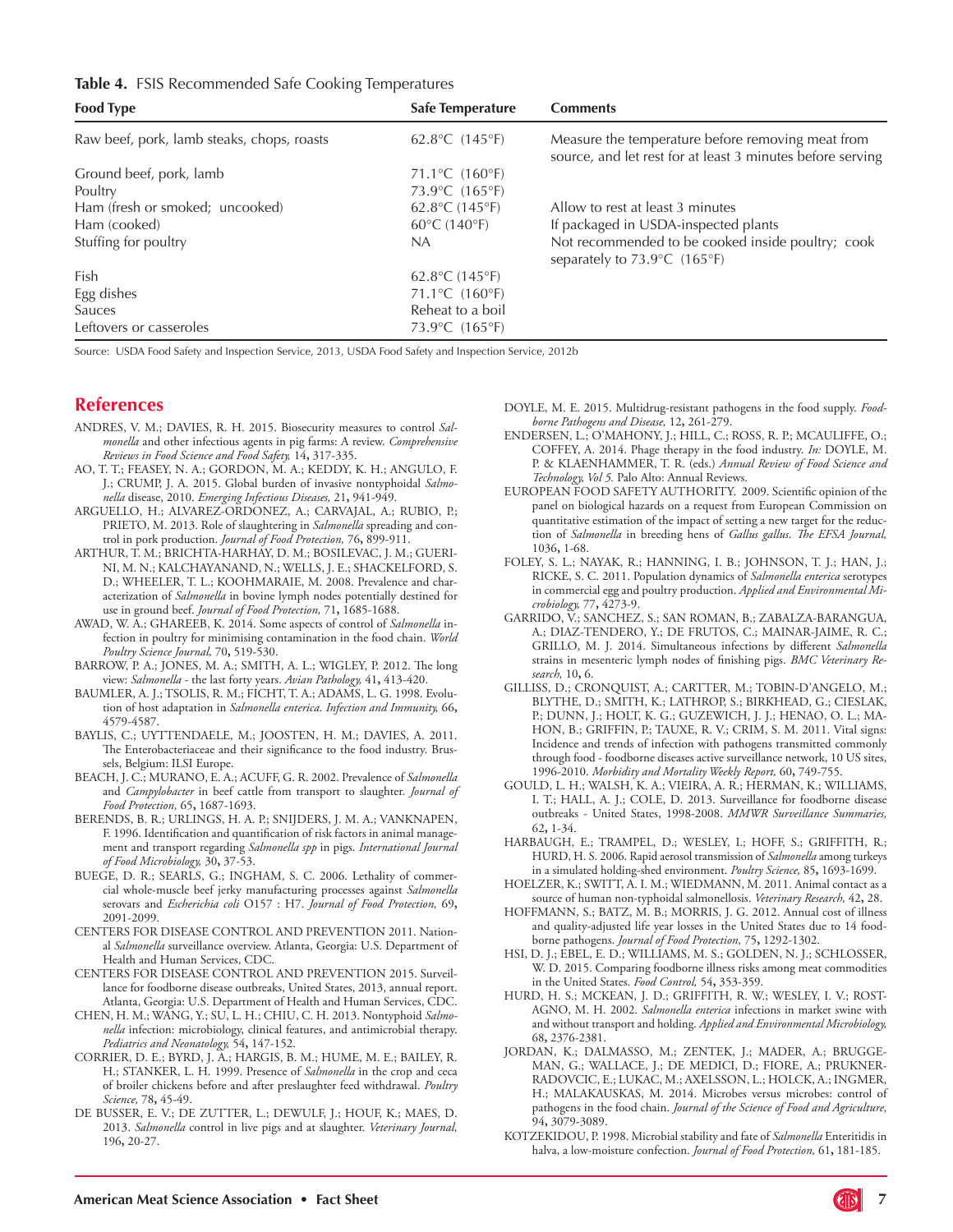**Table 4.** FSIS Recommended Safe Cooking Temperatures

| Food Type | Safe Temperature | Comments |
|---|---|---|
| Raw beef, pork, lamb steaks, chops, roasts | 62.8°C (145°F) | Measure the temperature before removing meat from source, and let rest for at least 3 minutes before serving |
| Ground beef, pork, lamb | 71.1°C (160°F) | |
| Poultry | 73.9°C (165°F) | |
| Ham (fresh or smoked; uncooked) | 62.8°C (145°F) | Allow to rest at least 3 minutes |
| Ham (cooked) | 60°C (140°F) | If packaged in USDA-inspected plants |
| Stuffing for poultry | NA | Not recommended to be cooked inside poultry; cook separately to 73.9°C (165°F) |
| Fish | 62.8°C (145°F) | |
| Egg dishes | 71.1°C (160°F) | |
| Sauces | Reheat to a boil | |
| Leftovers or casseroles | 73.9°C (165°F) | |

Source: USDA Food Safety and Inspection Service, 2013, USDA Food Safety and Inspection Service, 2012b

## References

ANDRES, V. M.; DAVIES, R. H. 2015. Biosecurity measures to control *Salmonella* and other infectious agents in pig farms: A review. *Comprehensive Reviews in Food Science and Food Safety,* 14**,** 317-335.

AO, T. T.; FEASEY, N. A.; GORDON, M. A.; KEDDY, K. H.; ANGULO, F. J.; CRUMP, J. A. 2015. Global burden of invasive nontyphoidal *Salmonella* disease, 2010. *Emerging Infectious Diseases,* 21**,** 941-949.

ARGUELLO, H.; ALVAREZ-ORDONEZ, A.; CARVAJAL, A.; RUBIO, P.; PRIETO, M. 2013. Role of slaughtering in *Salmonella* spreading and control in pork production. *Journal of Food Protection,* 76**,** 899-911.

ARTHUR, T. M.; BRICHTA-HARHAY, D. M.; BOSILEVAC, J. M.; GUERINI, M. N.; KALCHAYANAND, N.; WELLS, J. E.; SHACKELFORD, S. D.; WHEELER, T. L.; KOOHMARAIE, M. 2008. Prevalence and characterization of *Salmonella* in bovine lymph nodes potentially destined for use in ground beef. *Journal of Food Protection,* 71**,** 1685-1688.

AWAD, W. A.; GHAREEB, K. 2014. Some aspects of control of *Salmonella* infection in poultry for minimising contamination in the food chain. *World Poultry Science Journal,* 70**,** 519-530.

BARROW, P. A.; JONES, M. A.; SMITH, A. L.; WIGLEY, P. 2012. The long view: *Salmonella* - the last forty years. *Avian Pathology,* 41**,** 413-420.

BAUMLER, A. J.; TSOLIS, R. M.; FICHT, T. A.; ADAMS, L. G. 1998. Evolution of host adaptation in *Salmonella enterica. Infection and Immunity,* 66**,** 4579-4587.

BAYLIS, C.; UYTTENDAELE, M.; JOOSTEN, H. M.; DAVIES, A. 2011. The Enterobacteriaceae and their significance to the food industry. Brussels, Belgium: ILSI Europe.

BEACH, J. C.; MURANO, E. A.; ACUFF, G. R. 2002. Prevalence of *Salmonella* and *Campylobacter* in beef cattle from transport to slaughter. *Journal of Food Protection,* 65**,** 1687-1693.

BERENDS, B. R.; URLINGS, H. A. P.; SNIJDERS, J. M. A.; VANKNAPEN, F. 1996. Identification and quantification of risk factors in animal management and transport regarding *Salmonella spp* in pigs. *International Journal of Food Microbiology,* 30**,** 37-53.

BUEGE, D. R.; SEARLS, G.; INGHAM, S. C. 2006. Lethality of commercial whole-muscle beef jerky manufacturing processes against *Salmonella* serovars and *Escherichia coli* O157 : H7. *Journal of Food Protection,* 69**,** 2091-2099.

CENTERS FOR DISEASE CONTROL AND PREVENTION 2011. National *Salmonella* surveillance overview. Atlanta, Georgia: U.S. Department of Health and Human Services, CDC.

CENTERS FOR DISEASE CONTROL AND PREVENTION 2015. Surveillance for foodborne disease outbreaks, United States, 2013, annual report. Atlanta, Georgia: U.S. Department of Health and Human Services, CDC.

CHEN, H. M.; WANG, Y.; SU, L. H.; CHIU, C. H. 2013. Nontyphoid *Salmonella* infection: microbiology, clinical features, and antimicrobial therapy. *Pediatrics and Neonatology,* 54**,** 147-152.

CORRIER, D. E.; BYRD, J. A.; HARGIS, B. M.; HUME, M. E.; BAILEY, R. H.; STANKER, L. H. 1999. Presence of *Salmonella* in the crop and ceca of broiler chickens before and after preslaughter feed withdrawal. *Poultry Science,* 78**,** 45-49.

DE BUSSER, E. V.; DE ZUTTER, L.; DEWULF, J.; HOUF, K.; MAES, D. 2013. *Salmonella* control in live pigs and at slaughter. *Veterinary Journal,* 196**,** 20-27.

DOYLE, M. E. 2015. Multidrug-resistant pathogens in the food supply. *Foodborne Pathogens and Disease,* 12**,** 261-279.

ENDERSEN, L.; O'MAHONY, J.; HILL, C.; ROSS, R. P.; MCAULIFFE, O.; COFFEY, A. 2014. Phage therapy in the food industry. *In:* DOYLE, M. P. & KLAENHAMMER, T. R. (eds.) *Annual Review of Food Science and Technology, Vol 5.* Palo Alto: Annual Reviews.

EUROPEAN FOOD SAFETY AUTHORITY. 2009. Scientific opinion of the panel on biological hazards on a request from European Commission on quantitative estimation of the impact of setting a new target for the reduction of *Salmonella* in breeding hens of *Gallus gallus*. *The EFSA Journal,* 1036**,** 1-68.

FOLEY, S. L.; NAYAK, R.; HANNING, I. B.; JOHNSON, T. J.; HAN, J.; RICKE, S. C. 2011. Population dynamics of *Salmonella enterica* serotypes in commercial egg and poultry production. *Applied and Environmental Microbiology,* 77**,** 4273-9.

GARRIDO, V.; SANCHEZ, S.; SAN ROMAN, B.; ZABALZA-BARANGUA, A.; DIAZ-TENDERO, Y.; DE FRUTOS, C.; MAINAR-JAIME, R. C.; GRILLO, M. J. 2014. Simultaneous infections by different *Salmonella* strains in mesenteric lymph nodes of finishing pigs. *BMC Veterinary Research,* 10**,** 6.

GILLISS, D.; CRONQUIST, A.; CARTTER, M.; TOBIN-D'ANGELO, M.; BLYTHE, D.; SMITH, K.; LATHROP, S.; BIRKHEAD, G.; CIESLAK, P.; DUNN, J.; HOLT, K. G.; GUZEWICH, J. J.; HENAO, O. L.; MAHON, B.; GRIFFIN, P.; TAUXE, R. V.; CRIM, S. M. 2011. Vital signs: Incidence and trends of infection with pathogens transmitted commonly through food - foodborne diseases active surveillance network, 10 US sites, 1996-2010. *Morbidity and Mortality Weekly Report,* 60**,** 749-755.

GOULD, L. H.; WALSH, K. A.; VIEIRA, A. R.; HERMAN, K.; WILLIAMS, I. T.; HALL, A. J.; COLE, D. 2013. Surveillance for foodborne disease outbreaks - United States, 1998-2008. *MMWR Surveillance Summaries,* 62**,** 1-34.

HARBAUGH, E.; TRAMPEL, D.; WESLEY, I.; HOFF, S.; GRIFFITH, R.; HURD, H. S. 2006. Rapid aerosol transmission of *Salmonella* among turkeys in a simulated holding-shed environment. *Poultry Science,* 85**,** 1693-1699.

HOELZER, K.; SWITT, A. I. M.; WIEDMANN, M. 2011. Animal contact as a source of human non-typhoidal salmonellosis. *Veterinary Research,* 42**,** 28.

HOFFMANN, S.; BATZ, M. B.; MORRIS, J. G. 2012. Annual cost of illness and quality-adjusted life year losses in the United States due to 14 foodborne pathogens. *Journal of Food Protection,* 75**,** 1292-1302.

HSI, D. J.; EBEL, E. D.; WILLIAMS, M. S.; GOLDEN, N. J.; SCHLOSSER, W. D. 2015. Comparing foodborne illness risks among meat commodities in the United States. *Food Control,* 54**,** 353-359.

HURD, H. S.; MCKEAN, J. D.; GRIFFITH, R. W.; WESLEY, I. V.; ROSTAGNO, M. H. 2002. *Salmonella enterica* infections in market swine with and without transport and holding. *Applied and Environmental Microbiology,* 68**,** 2376-2381.

JORDAN, K.; DALMASSO, M.; ZENTEK, J.; MADER, A.; BRUGGEMAN, G.; WALLACE, J.; DE MEDICI, D.; FIORE, A.; PRUKNER-RADOVCIC, E.; LUKAC, M.; AXELSSON, L.; HOLCK, A.; INGMER, H.; MALAKAUSKAS, M. 2014. Microbes versus microbes: control of pathogens in the food chain. *Journal of the Science of Food and Agriculture,* 94**,** 3079-3089.

KOTZEKIDOU, P. 1998. Microbial stability and fate of *Salmonella* Enteritidis in halva, a low-moisture confection. *Journal of Food Protection,* 61**,** 181-185.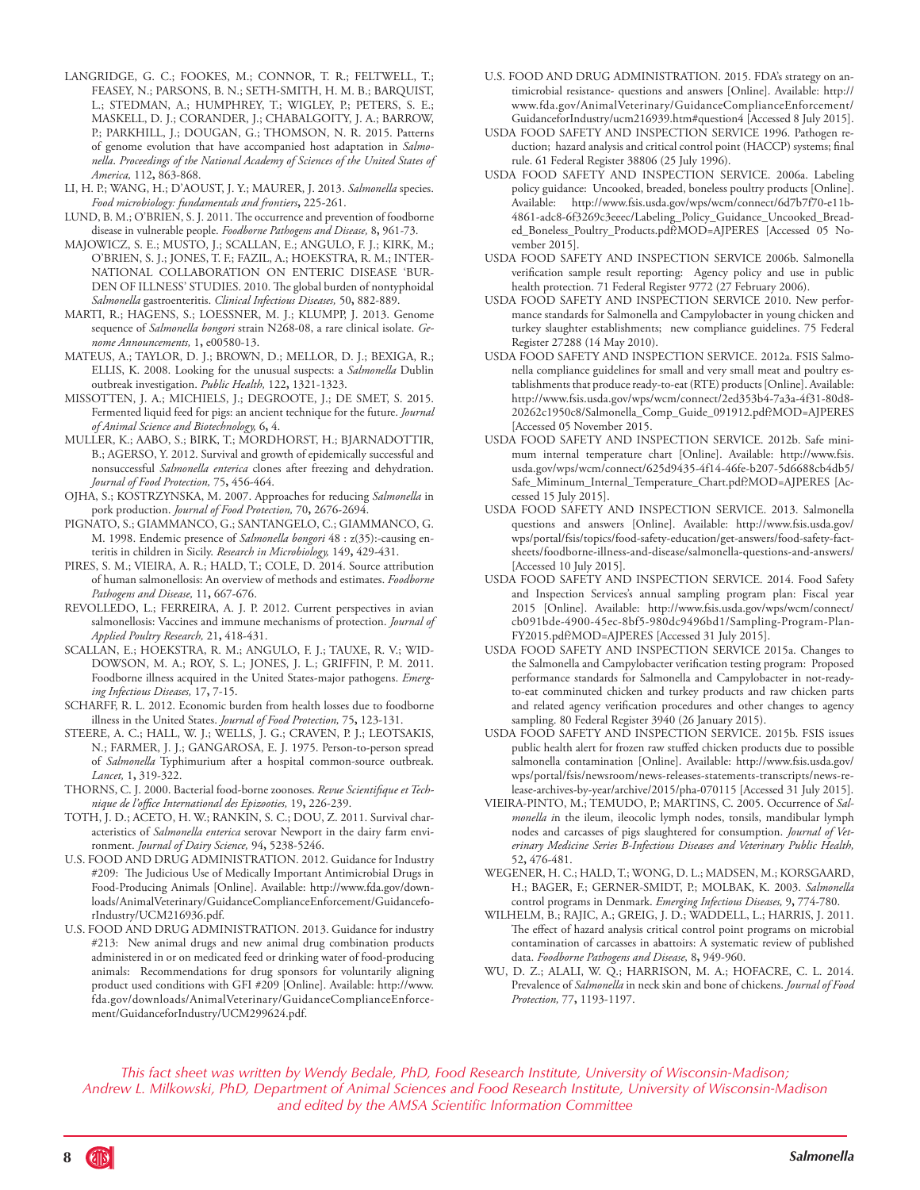LANGRIDGE, G. C.; FOOKES, M.; CONNOR, T. R.; FELTWELL, T.; FEASEY, N.; PARSONS, B. N.; SETH-SMITH, H. M. B.; BARQUIST, L.; STEDMAN, A.; HUMPHREY, T.; WIGLEY, P.; PETERS, S. E.; MASKELL, D. J.; CORANDER, J.; CHABALGOITY, J. A.; BARROW, P.; PARKHILL, J.; DOUGAN, G.; THOMSON, N. R. 2015. Patterns of genome evolution that have accompanied host adaptation in *Salmonella*. *Proceedings of the National Academy of Sciences of the United States of America,* 112**,** 863-868.

LI, H. P.; WANG, H.; D'AOUST, J. Y.; MAURER, J. 2013. *Salmonella* species. *Food microbiology: fundamentals and frontiers***,** 225-261.

LUND, B. M.; O'BRIEN, S. J. 2011. The occurrence and prevention of foodborne disease in vulnerable people. *Foodborne Pathogens and Disease,* 8**,** 961-73.

MAJOWICZ, S. E.; MUSTO, J.; SCALLAN, E.; ANGULO, F. J.; KIRK, M.; O'BRIEN, S. J.; JONES, T. F.; FAZIL, A.; HOEKSTRA, R. M.; INTERNATIONAL COLLABORATION ON ENTERIC DISEASE 'BURDEN OF ILLNESS' STUDIES. 2010. The global burden of nontyphoidal *Salmonella* gastroenteritis. *Clinical Infectious Diseases,* 50**,** 882-889.

MARTI, R.; HAGENS, S.; LOESSNER, M. J.; KLUMPP, J. 2013. Genome sequence of *Salmonella bongori* strain N268-08, a rare clinical isolate. *Genome Announcements,* 1**,** e00580-13.

MATEUS, A.; TAYLOR, D. J.; BROWN, D.; MELLOR, D. J.; BEXIGA, R.; ELLIS, K. 2008. Looking for the unusual suspects: a *Salmonella* Dublin outbreak investigation. *Public Health,* 122**,** 1321-1323.

MISSOTTEN, J. A.; MICHIELS, J.; DEGROOTE, J.; DE SMET, S. 2015. Fermented liquid feed for pigs: an ancient technique for the future. *Journal of Animal Science and Biotechnology,* 6**,** 4.

MULLER, K.; AABO, S.; BIRK, T.; MORDHORST, H.; BJARNADOTTIR, B.; AGERSO, Y. 2012. Survival and growth of epidemically successful and nonsuccessful *Salmonella enterica* clones after freezing and dehydration. *Journal of Food Protection,* 75**,** 456-464.

OJHA, S.; KOSTRZYNSKA, M. 2007. Approaches for reducing *Salmonella* in pork production. *Journal of Food Protection,* 70**,** 2676-2694.

PIGNATO, S.; GIAMMANCO, G.; SANTANGELO, C.; GIAMMANCO, G. M. 1998. Endemic presence of *Salmonella bongori* 48 : z(35):-causing enteritis in children in Sicily. *Research in Microbiology,* 149**,** 429-431.

PIRES, S. M.; VIEIRA, A. R.; HALD, T.; COLE, D. 2014. Source attribution of human salmonellosis: An overview of methods and estimates. *Foodborne Pathogens and Disease,* 11**,** 667-676.

REVOLLEDO, L.; FERREIRA, A. J. P. 2012. Current perspectives in avian salmonellosis: Vaccines and immune mechanisms of protection. *Journal of Applied Poultry Research,* 21**,** 418-431.

SCALLAN, E.; HOEKSTRA, R. M.; ANGULO, F. J.; TAUXE, R. V.; WIDDOWSON, M. A.; ROY, S. L.; JONES, J. L.; GRIFFIN, P. M. 2011. Foodborne illness acquired in the United States-major pathogens. *Emerging Infectious Diseases,* 17**,** 7-15.

SCHARFF, R. L. 2012. Economic burden from health losses due to foodborne illness in the United States. *Journal of Food Protection,* 75**,** 123-131.

STEERE, A. C.; HALL, W. J.; WELLS, J. G.; CRAVEN, P. J.; LEOTSAKIS, N.; FARMER, J. J.; GANGAROSA, E. J. 1975. Person-to-person spread of *Salmonella* Typhimurium after a hospital common-source outbreak. *Lancet,* 1**,** 319-322.

THORNS, C. J. 2000. Bacterial food-borne zoonoses. *Revue Scientifique et Technique de l'office International des Epizooties,* 19**,** 226-239.

TOTH, J. D.; ACETO, H. W.; RANKIN, S. C.; DOU, Z. 2011. Survival characteristics of *Salmonella enterica* serovar Newport in the dairy farm environment. *Journal of Dairy Science,* 94**,** 5238-5246.

U.S. FOOD AND DRUG ADMINISTRATION. 2012. Guidance for Industry #209: The Judicious Use of Medically Important Antimicrobial Drugs in Food-Producing Animals [Online]. Available: http://www.fda.gov/downloads/AnimalVeterinary/GuidanceComplianceEnforcement/GuidanceforIndustry/UCM216936.pdf.

U.S. FOOD AND DRUG ADMINISTRATION. 2013. Guidance for industry #213: New animal drugs and new animal drug combination products administered in or on medicated feed or drinking water of food-producing animals: Recommendations for drug sponsors for voluntarily aligning product used conditions with GFI #209 [Online]. Available: http://www.fda.gov/downloads/AnimalVeterinary/GuidanceComplianceEnforcement/GuidanceforIndustry/UCM299624.pdf.

U.S. FOOD AND DRUG ADMINISTRATION. 2015. FDA's strategy on antimicrobial resistance- questions and answers [Online]. Available: http://www.fda.gov/AnimalVeterinary/GuidanceComplianceEnforcement/GuidanceforIndustry/ucm216939.htm#question4 [Accessed 8 July 2015].

USDA FOOD SAFETY AND INSPECTION SERVICE 1996. Pathogen reduction; hazard analysis and critical control point (HACCP) systems; final rule. 61 Federal Register 38806 (25 July 1996).

USDA FOOD SAFETY AND INSPECTION SERVICE. 2006a. Labeling policy guidance: Uncooked, breaded, boneless poultry products [Online]. Available: http://www.fsis.usda.gov/wps/wcm/connect/6d7b7f70-e11b-4861-adc8-6f3269c3eeec/Labeling_Policy_Guidance_Uncooked_Breaded_Boneless_Poultry_Products.pdf?MOD=AJPERES [Accessed 05 November 2015].

USDA FOOD SAFETY AND INSPECTION SERVICE 2006b. Salmonella verification sample result reporting: Agency policy and use in public health protection. 71 Federal Register 9772 (27 February 2006).

USDA FOOD SAFETY AND INSPECTION SERVICE 2010. New performance standards for Salmonella and Campylobacter in young chicken and turkey slaughter establishments; new compliance guidelines. 75 Federal Register 27288 (14 May 2010).

USDA FOOD SAFETY AND INSPECTION SERVICE. 2012a. FSIS Salmonella compliance guidelines for small and very small meat and poultry establishments that produce ready-to-eat (RTE) products [Online]. Available: http://www.fsis.usda.gov/wps/wcm/connect/2ed353b4-7a3a-4f31-80d8-20262c1950c8/Salmonella_Comp_Guide_091912.pdf?MOD=AJPERES [Accessed 05 November 2015.

USDA FOOD SAFETY AND INSPECTION SERVICE. 2012b. Safe minimum internal temperature chart [Online]. Available: http://www.fsis.usda.gov/wps/wcm/connect/625d9435-4f14-46fe-b207-5d6688cb4db5/Safe_Miminum_Internal_Temperature_Chart.pdf?MOD=AJPERES [Accessed 15 July 2015].

USDA FOOD SAFETY AND INSPECTION SERVICE. 2013. Salmonella questions and answers [Online]. Available: http://www.fsis.usda.gov/wps/portal/fsis/topics/food-safety-education/get-answers/food-safety-fact-sheets/foodborne-illness-and-disease/salmonella-questions-and-answers/ [Accessed 10 July 2015].

USDA FOOD SAFETY AND INSPECTION SERVICE. 2014. Food Safety and Inspection Services's annual sampling program plan: Fiscal year 2015 [Online]. Available: http://www.fsis.usda.gov/wps/wcm/connect/cb091bde-4900-45ec-8bf5-980dc9496bd1/Sampling-Program-Plan-FY2015.pdf?MOD=AJPERES [Accessed 31 July 2015].

USDA FOOD SAFETY AND INSPECTION SERVICE 2015a. Changes to the Salmonella and Campylobacter verification testing program: Proposed performance standards for Salmonella and Campylobacter in not-ready-to-eat comminuted chicken and turkey products and raw chicken parts and related agency verification procedures and other changes to agency sampling. 80 Federal Register 3940 (26 January 2015).

USDA FOOD SAFETY AND INSPECTION SERVICE. 2015b. FSIS issues public health alert for frozen raw stuffed chicken products due to possible salmonella contamination [Online]. Available: http://www.fsis.usda.gov/wps/portal/fsis/newsroom/news-releases-statements-transcripts/news-release-archives-by-year/archive/2015/pha-070115 [Accessed 31 July 2015].

VIEIRA-PINTO, M.; TEMUDO, P.; MARTINS, C. 2005. Occurrence of *Salmonella* in the ileum, ileocolic lymph nodes, tonsils, mandibular lymph nodes and carcasses of pigs slaughtered for consumption. *Journal of Veterinary Medicine Series B-Infectious Diseases and Veterinary Public Health,* 52**,** 476-481.

WEGENER, H. C.; HALD, T.; WONG, D. L.; MADSEN, M.; KORSGAARD, H.; BAGER, F.; GERNER-SMIDT, P.; MOLBAK, K. 2003. *Salmonella* control programs in Denmark. *Emerging Infectious Diseases,* 9**,** 774-780.

WILHELM, B.; RAJIC, A.; GREIG, J. D.; WADDELL, L.; HARRIS, J. 2011. The effect of hazard analysis critical control point programs on microbial contamination of carcasses in abattoirs: A systematic review of published data. *Foodborne Pathogens and Disease,* 8**,** 949-960.

WU, D. Z.; ALALI, W. Q.; HARRISON, M. A.; HOFACRE, C. L. 2014. Prevalence of *Salmonella* in neck skin and bone of chickens. *Journal of Food Protection,* 77**,** 1193-1197.

*This fact sheet was written by Wendy Bedale, PhD, Food Research Institute, University of Wisconsin-Madison; Andrew L. Milkowski, PhD, Department of Animal Sciences and Food Research Institute, University of Wisconsin-Madison and edited by the AMSA Scientific Information Committee*